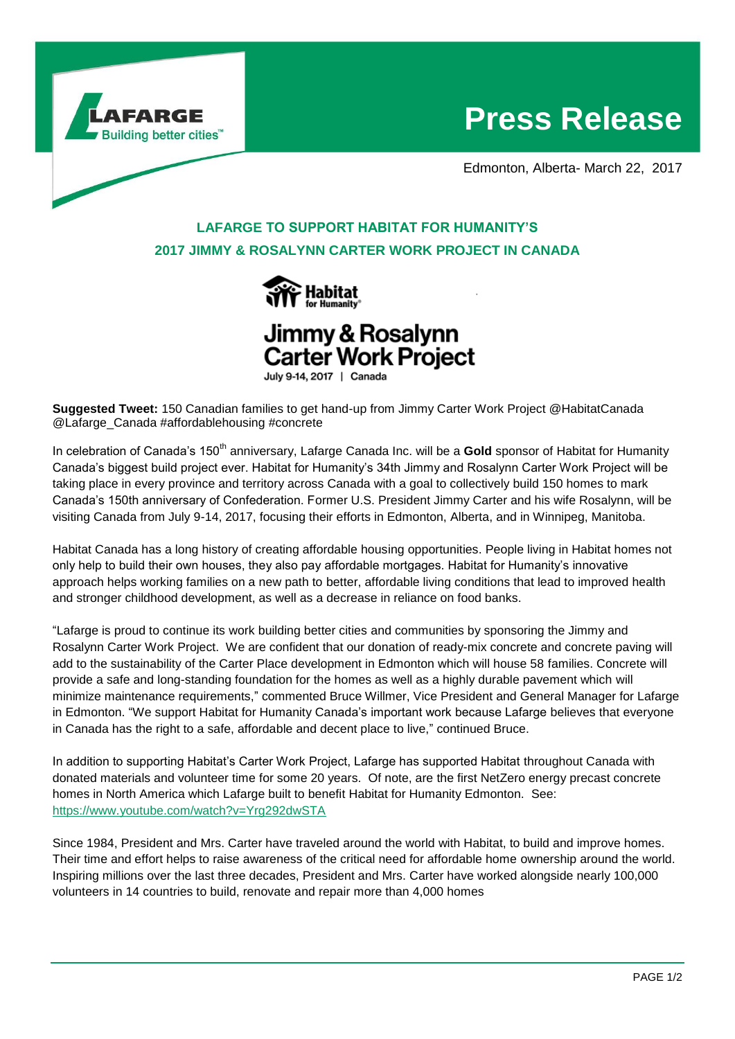LAFARGE
Building better cities™

# Press Release

Edmonton, Alberta- March 22, 2017

## LAFARGE TO SUPPORT HABITAT FOR HUMANITY'S 2017 JIMMY & ROSALYNN CARTER WORK PROJECT IN CANADA

Habitat for Humanity®

Jimmy & Rosalynn Carter Work Project

July 9-14, 2017 | Canada

**Suggested Tweet:** 150 Canadian families to get hand-up from Jimmy Carter Work Project @HabitatCanada @Lafarge_Canada #affordablehousing #concrete

In celebration of Canada's 150th anniversary, Lafarge Canada Inc. will be a **Gold** sponsor of Habitat for Humanity Canada's biggest build project ever. Habitat for Humanity's 34th Jimmy and Rosalynn Carter Work Project will be taking place in every province and territory across Canada with a goal to collectively build 150 homes to mark Canada's 150th anniversary of Confederation. Former U.S. President Jimmy Carter and his wife Rosalynn, will be visiting Canada from July 9-14, 2017, focusing their efforts in Edmonton, Alberta, and in Winnipeg, Manitoba.

Habitat Canada has a long history of creating affordable housing opportunities. People living in Habitat homes not only help to build their own houses, they also pay affordable mortgages. Habitat for Humanity's innovative approach helps working families on a new path to better, affordable living conditions that lead to improved health and stronger childhood development, as well as a decrease in reliance on food banks.

"Lafarge is proud to continue its work building better cities and communities by sponsoring the Jimmy and Rosalynn Carter Work Project. We are confident that our donation of ready-mix concrete and concrete paving will add to the sustainability of the Carter Place development in Edmonton which will house 58 families. Concrete will provide a safe and long-standing foundation for the homes as well as a highly durable pavement which will minimize maintenance requirements," commented Bruce Willmer, Vice President and General Manager for Lafarge in Edmonton. "We support Habitat for Humanity Canada's important work because Lafarge believes that everyone in Canada has the right to a safe, affordable and decent place to live," continued Bruce.

In addition to supporting Habitat's Carter Work Project, Lafarge has supported Habitat throughout Canada with donated materials and volunteer time for some 20 years. Of note, are the first NetZero energy precast concrete homes in North America which Lafarge built to benefit Habitat for Humanity Edmonton. See: https://www.youtube.com/watch?v=Yrg292dwSTA

Since 1984, President and Mrs. Carter have traveled around the world with Habitat, to build and improve homes. Their time and effort helps to raise awareness of the critical need for affordable home ownership around the world. Inspiring millions over the last three decades, President and Mrs. Carter have worked alongside nearly 100,000 volunteers in 14 countries to build, renovate and repair more than 4,000 homes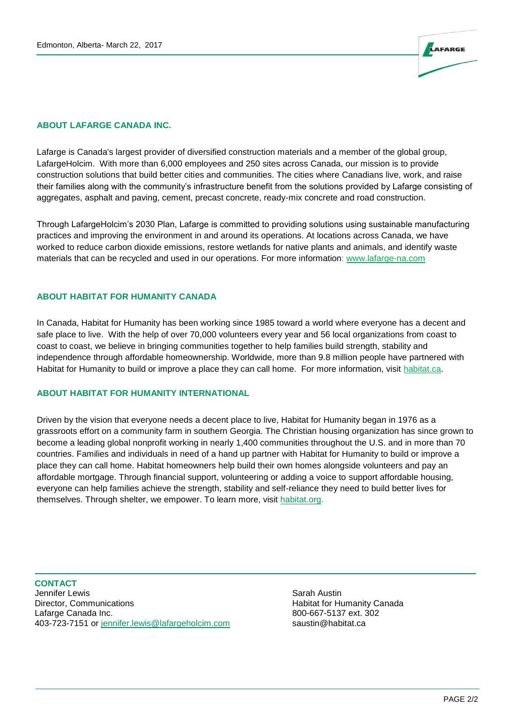Edmonton, Alberta- March 22, 2017

## ABOUT LAFARGE CANADA INC.

Lafarge is Canada's largest provider of diversified construction materials and a member of the global group, LafargeHolcim. With more than 6,000 employees and 250 sites across Canada, our mission is to provide construction solutions that build better cities and communities. The cities where Canadians live, work, and raise their families along with the community's infrastructure benefit from the solutions provided by Lafarge consisting of aggregates, asphalt and paving, cement, precast concrete, ready-mix concrete and road construction.

Through LafargeHolcim's 2030 Plan, Lafarge is committed to providing solutions using sustainable manufacturing practices and improving the environment in and around its operations. At locations across Canada, we have worked to reduce carbon dioxide emissions, restore wetlands for native plants and animals, and identify waste materials that can be recycled and used in our operations. For more information: www.lafarge-na.com

## ABOUT HABITAT FOR HUMANITY CANADA

In Canada, Habitat for Humanity has been working since 1985 toward a world where everyone has a decent and safe place to live. With the help of over 70,000 volunteers every year and 56 local organizations from coast to coast to coast, we believe in bringing communities together to help families build strength, stability and independence through affordable homeownership. Worldwide, more than 9.8 million people have partnered with Habitat for Humanity to build or improve a place they can call home. For more information, visit habitat.ca.

## ABOUT HABITAT FOR HUMANITY INTERNATIONAL

Driven by the vision that everyone needs a decent place to live, Habitat for Humanity began in 1976 as a grassroots effort on a community farm in southern Georgia. The Christian housing organization has since grown to become a leading global nonprofit working in nearly 1,400 communities throughout the U.S. and in more than 70 countries. Families and individuals in need of a hand up partner with Habitat for Humanity to build or improve a place they can call home. Habitat homeowners help build their own homes alongside volunteers and pay an affordable mortgage. Through financial support, volunteering or adding a voice to support affordable housing, everyone can help families achieve the strength, stability and self-reliance they need to build better lives for themselves. Through shelter, we empower. To learn more, visit habitat.org.

**CONTACT**

Jennifer Lewis
Director, Communications
Lafarge Canada Inc.
403-723-7151 or jennifer.lewis@lafargeholcim.com

Sarah Austin
Habitat for Humanity Canada
800-667-5137 ext. 302
saustin@habitat.ca